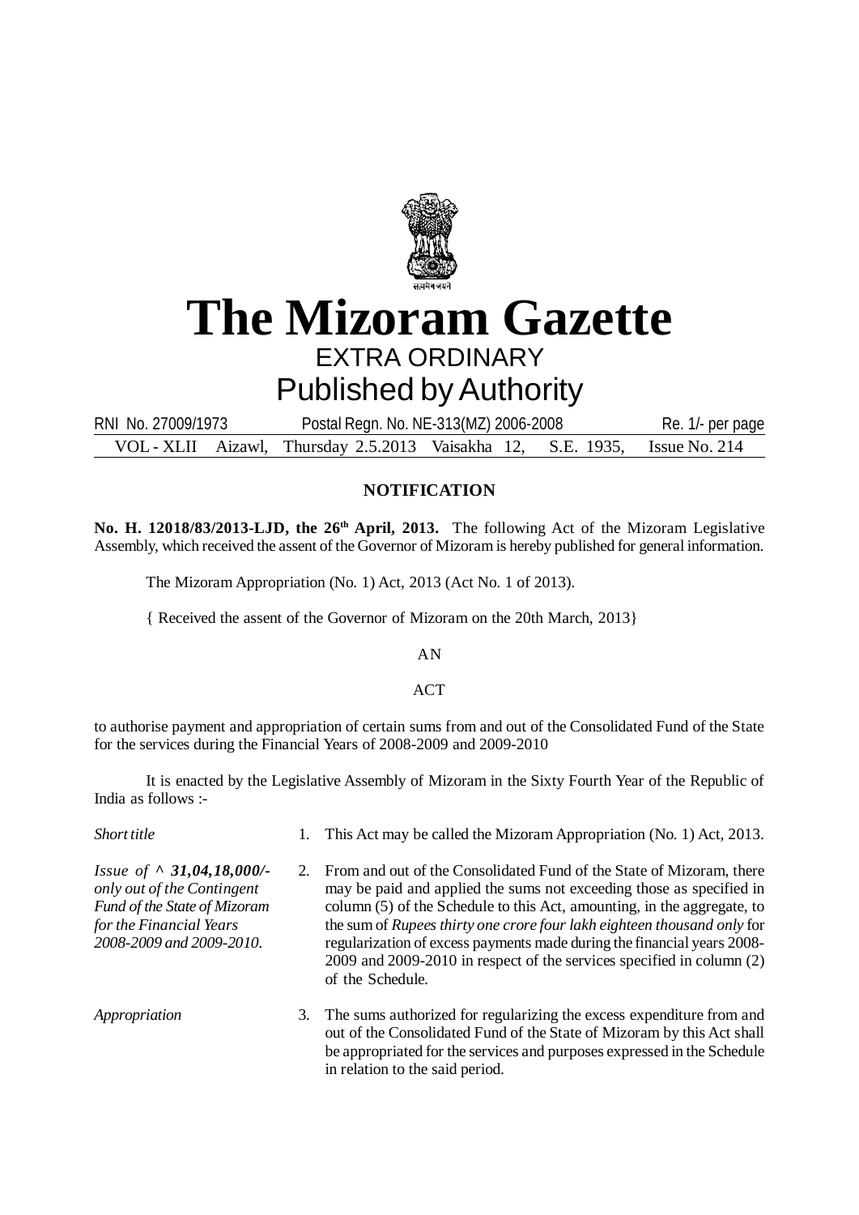# The Mizoram Gazette

## EXTRA ORDINARY

## Published by Authority

RNI No. 27009/1973 Postal Regn. No. NE-313(MZ) 2006-2008 Re. 1/- per page

VOL - XLII Aizawl, Thursday 2.5.2013 Vaisakha 12, S.E. 1935, Issue No. 214

### NOTIFICATION

**No. H. 12018/83/2013-LJD, the 26th April, 2013.** The following Act of the Mizoram Legislative Assembly, which received the assent of the Governor of Mizoram is hereby published for general information.

The Mizoram Appropriation (No. 1) Act, 2013 (Act No. 1 of 2013).

{ Received the assent of the Governor of Mizoram on the 20th March, 2013}

AN

ACT

to authorise payment and appropriation of certain sums from and out of the Consolidated Fund of the State for the services during the Financial Years of 2008-2009 and 2009-2010

It is enacted by the Legislative Assembly of Mizoram in the Sixty Fourth Year of the Republic of India as follows :-

*Short title*

1. This Act may be called the Mizoram Appropriation (No. 1) Act, 2013.

*Issue of ^ 31,04,18,000/- only out of the Contingent Fund of the State of Mizoram for the Financial Years 2008-2009 and 2009-2010.*

2. From and out of the Consolidated Fund of the State of Mizoram, there may be paid and applied the sums not exceeding those as specified in column (5) of the Schedule to this Act, amounting, in the aggregate, to the sum of *Rupees thirty one crore four lakh eighteen thousand only* for regularization of excess payments made during the financial years 2008-2009 and 2009-2010 in respect of the services specified in column (2) of the Schedule.

*Appropriation*

3. The sums authorized for regularizing the excess expenditure from and out of the Consolidated Fund of the State of Mizoram by this Act shall be appropriated for the services and purposes expressed in the Schedule in relation to the said period.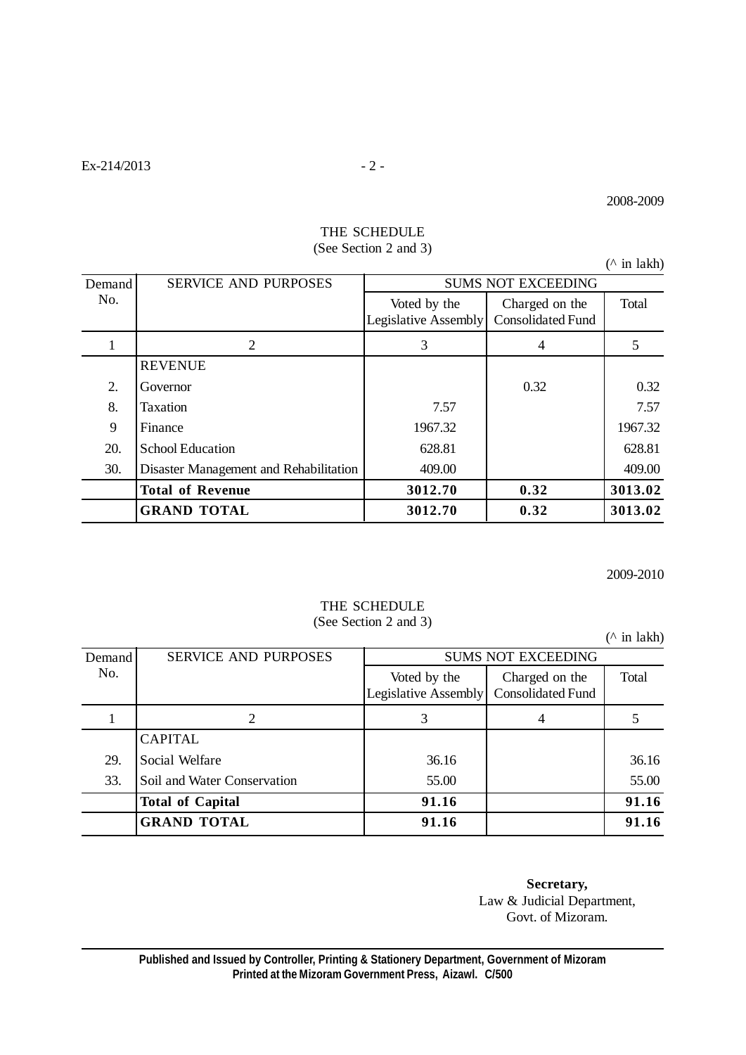2008-2009

THE SCHEDULE
(See Section 2 and 3)

(^ in lakh)

| Demand No. | SERVICE AND PURPOSES | SUMS NOT EXCEEDING | | |
|---|---|---|---|---|
| | | Voted by the Legislative Assembly | Charged on the Consolidated Fund | Total |
| 1 | 2 | 3 | 4 | 5 |
| | REVENUE | | | |
| 2. | Governor | | 0.32 | 0.32 |
| 8. | Taxation | 7.57 | | 7.57 |
| 9 | Finance | 1967.32 | | 1967.32 |
| 20. | School Education | 628.81 | | 628.81 |
| 30. | Disaster Management and Rehabilitation | 409.00 | | 409.00 |
| | **Total of Revenue** | **3012.70** | **0.32** | **3013.02** |
| | **GRAND TOTAL** | **3012.70** | **0.32** | **3013.02** |

2009-2010

THE SCHEDULE
(See Section 2 and 3)

(^ in lakh)

| Demand No. | SERVICE AND PURPOSES | SUMS NOT EXCEEDING | | |
|---|---|---|---|---|
| | | Voted by the Legislative Assembly | Charged on the Consolidated Fund | Total |
| 1 | 2 | 3 | 4 | 5 |
| | CAPITAL | | | |
| 29. | Social Welfare | 36.16 | | 36.16 |
| 33. | Soil and Water Conservation | 55.00 | | 55.00 |
| | **Total of Capital** | **91.16** | | **91.16** |
| | **GRAND TOTAL** | **91.16** | | **91.16** |

**Secretary,**
Law & Judicial Department,
Govt. of Mizoram.

**Published and Issued by Controller, Printing & Stationery Department, Government of Mizoram**
**Printed at the Mizoram Government Press, Aizawl. C/500**